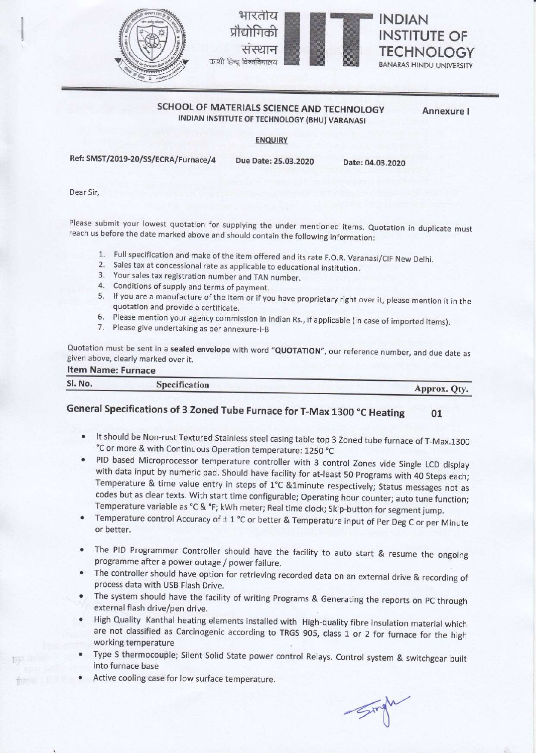भारतीय प्रौद्योगिकी संस्थान काशी हिन्दू विश्वविद्यालय

# INDIAN INSTITUTE OF TECHNOLOGY
BANARAS HINDU UNIVERSITY

## SCHOOL OF MATERIALS SCIENCE AND TECHNOLOGY

**Annexure I**

**INDIAN INSTITUTE OF TECHNOLOGY (BHU) VARANASI**

**ENQUIRY**

**Ref: SMST/2019-20/SS/ECRA/Furnace/4** **Due Date: 25.03.2020** **Date: 04.03.2020**

Dear Sir,

Please submit your lowest quotation for supplying the under mentioned items. Quotation in duplicate must reach us before the date marked above and should contain the following information:

1. Full specification and make of the item offered and its rate F.O.R. Varanasi/CIF New Delhi.
2. Sales tax at concessional rate as applicable to educational institution.
3. Your sales tax registration number and TAN number.
4. Conditions of supply and terms of payment.
5. If you are a manufacture of the item or if you have proprietary right over it, please mention it in the quotation and provide a certificate.
6. Please mention your agency commission in Indian Rs., if applicable (in case of imported items).
7. Please give undertaking as per annexure-I-B

Quotation must be sent in a **sealed envelope** with word **"QUOTATION"**, our reference number, and due date as given above, clearly marked over it.

**Item Name: Furnace**

| Sl. No. | Specification | Approx. Qty. |
|---|---|---|
| | **General Specifications of 3 Zoned Tube Furnace for T-Max 1300 °C Heating** | **01** |

- It should be Non-rust Textured Stainless steel casing table top 3 Zoned tube furnace of T-Max.1300 °C or more & with Continuous Operation temperature: 1250 °C
- PID based Microprocessor temperature controller with 3 control Zones vide Single LCD display with data input by numeric pad. Should have facility for at-least 50 Programs with 40 Steps each; Temperature & time value entry in steps of 1°C &1minute respectively; Status messages not as codes but as clear texts. With start time configurable; Operating hour counter; auto tune function; Temperature variable as °C & °F; kWh meter; Real time clock; Skip-button for segment jump.
- Temperature control Accuracy of ± 1 °C or better & Temperature input of Per Deg C or per Minute or better.
- The PID Programmer Controller should have the facility to auto start & resume the ongoing programme after a power outage / power failure.
- The controller should have option for retrieving recorded data on an external drive & recording of process data with USB Flash Drive.
- The system should have the facility of writing Programs & Generating the reports on PC through external flash drive/pen drive.
- High Quality Kanthal heating elements installed with High-quality fibre insulation material which are not classified as Carcinogenic according to TRGS 905, class 1 or 2 for furnace for the high working temperature
- Type S thermocouple; Silent Solid State power control Relays. Control system & switchgear built into furnace base
- Active cooling case for low surface temperature.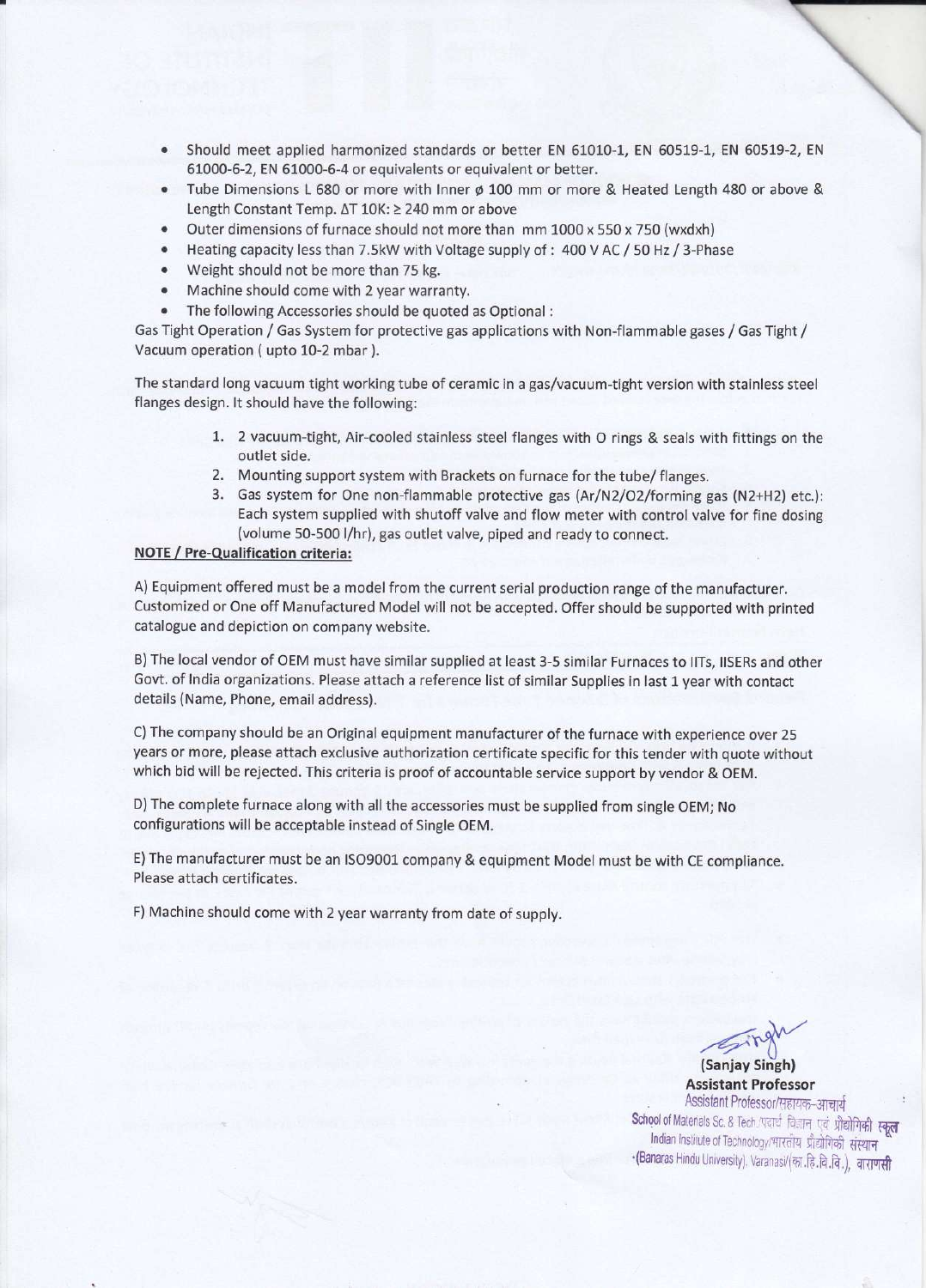- Should meet applied harmonized standards or better EN 61010-1, EN 60519-1, EN 60519-2, EN 61000-6-2, EN 61000-6-4 or equivalents or equivalent or better.
- Tube Dimensions L 680 or more with Inner ø 100 mm or more & Heated Length 480 or above & Length Constant Temp. $\Delta T$ 10K: ≥ 240 mm or above
- Outer dimensions of furnace should not more than mm 1000 x 550 x 750 (wxdxh)
- Heating capacity less than 7.5kW with Voltage supply of : 400 V AC / 50 Hz / 3-Phase
- Weight should not be more than 75 kg.
- Machine should come with 2 year warranty.
- The following Accessories should be quoted as Optional :

Gas Tight Operation / Gas System for protective gas applications with Non-flammable gases / Gas Tight / Vacuum operation ( upto 10-2 mbar ).

The standard long vacuum tight working tube of ceramic in a gas/vacuum-tight version with stainless steel flanges design. It should have the following:

1. 2 vacuum-tight, Air-cooled stainless steel flanges with O rings & seals with fittings on the outlet side.
2. Mounting support system with Brackets on furnace for the tube/ flanges.
3. Gas system for One non-flammable protective gas (Ar/N2/O2/forming gas (N2+H2) etc.): Each system supplied with shutoff valve and flow meter with control valve for fine dosing (volume 50-500 l/hr), gas outlet valve, piped and ready to connect.

**NOTE / Pre-Qualification criteria:**

A) Equipment offered must be a model from the current serial production range of the manufacturer. Customized or One off Manufactured Model will not be accepted. Offer should be supported with printed catalogue and depiction on company website.

B) The local vendor of OEM must have similar supplied at least 3-5 similar Furnaces to IITs, IISERs and other Govt. of India organizations. Please attach a reference list of similar Supplies in last 1 year with contact details (Name, Phone, email address).

C) The company should be an Original equipment manufacturer of the furnace with experience over 25 years or more, please attach exclusive authorization certificate specific for this tender with quote without which bid will be rejected. This criteria is proof of accountable service support by vendor & OEM.

D) The complete furnace along with all the accessories must be supplied from single OEM; No configurations will be acceptable instead of Single OEM.

E) The manufacturer must be an ISO9001 company & equipment Model must be with CE compliance. Please attach certificates.

F) Machine should come with 2 year warranty from date of supply.

**(Sanjay Singh)**
**Assistant Professor**
Assistant Professor/सहायक-आचार्य
School of Materials Sc. & Tech./पदार्थ विज्ञान एवं प्रौद्योगिकी स्कूल
Indian Institute of Technology/भारतीय प्रौद्योगिकी संस्थान
(Banaras Hindu University), Varanasi/(का.हि.वि.वि.), वाराणसी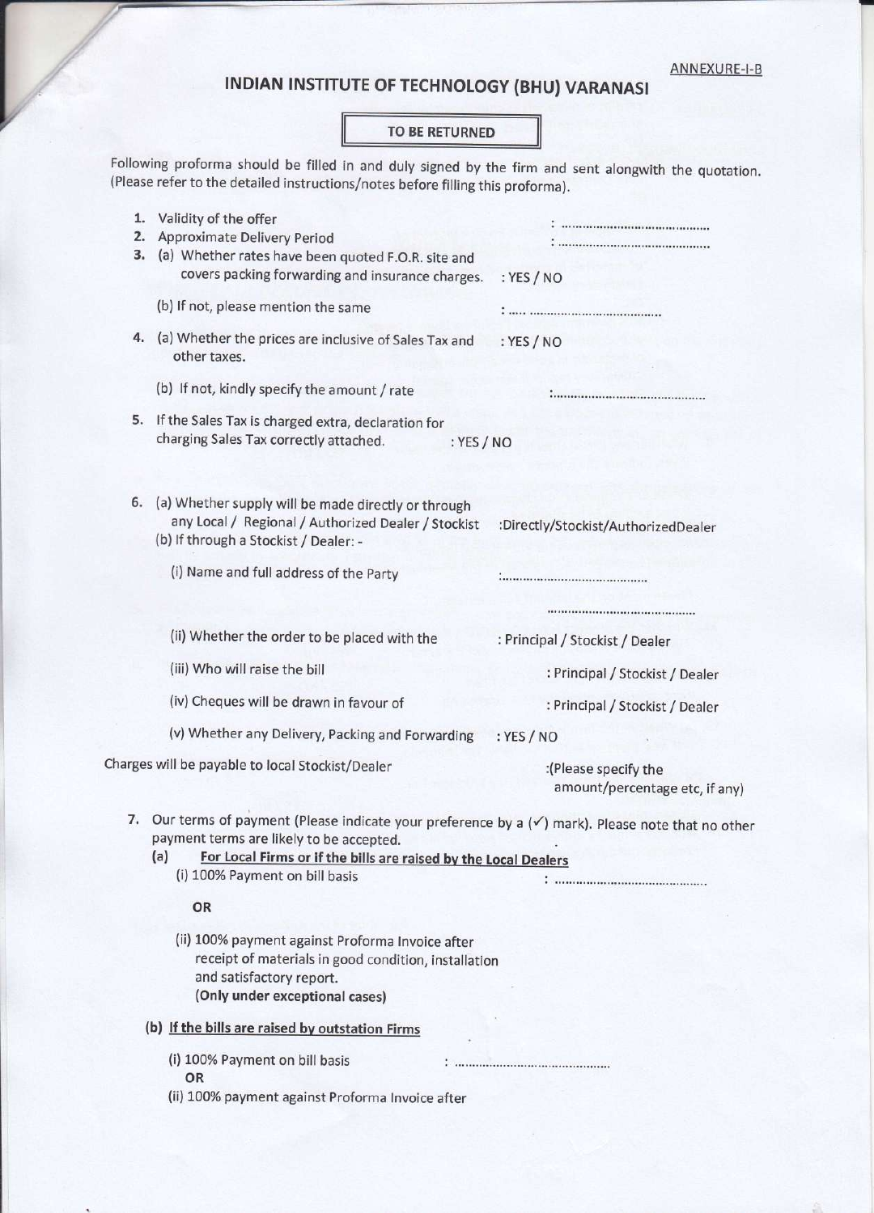ANNEXURE-I-B

# INDIAN INSTITUTE OF TECHNOLOGY (BHU) VARANASI

**TO BE RETURNED**

Following proforma should be filled in and duly signed by the firm and sent alongwith the quotation. (Please refer to the detailed instructions/notes before filling this proforma).

1. Validity of the offer : ......................................
2. Approximate Delivery Period : ......................................
3. (a) Whether rates have been quoted F.O.R. site and covers packing forwarding and insurance charges. : YES / NO

   (b) If not, please mention the same : ..... ......................................

4. (a) Whether the prices are inclusive of Sales Tax and other taxes. : YES / NO

   (b) If not, kindly specify the amount / rate :......................................

5. If the Sales Tax is charged extra, declaration for charging Sales Tax correctly attached. : YES / NO

6. (a) Whether supply will be made directly or through any Local / Regional / Authorized Dealer / Stockist :Directly/Stockist/AuthorizedDealer

   (b) If through a Stockist / Dealer: -

   (i) Name and full address of the Party :......................................

   ......................................

   (ii) Whether the order to be placed with the : Principal / Stockist / Dealer

   (iii) Who will raise the bill : Principal / Stockist / Dealer

   (iv) Cheques will be drawn in favour of : Principal / Stockist / Dealer

   (v) Whether any Delivery, Packing and Forwarding : YES / NO

   Charges will be payable to local Stockist/Dealer :(Please specify the amount/percentage etc, if any)

7. Our terms of payment (Please indicate your preference by a (✓) mark). Please note that no other payment terms are likely to be accepted.

   (a) **For Local Firms or if the bills are raised by the Local Dealers**

   (i) 100% Payment on bill basis : ......................................

   **OR**

   (ii) 100% payment against Proforma Invoice after receipt of materials in good condition, installation and satisfactory report.
   **(Only under exceptional cases)**

   **(b) If the bills are raised by outstation Firms**

   (i) 100% Payment on bill basis : ......................................

   **OR**

   (ii) 100% payment against Proforma Invoice after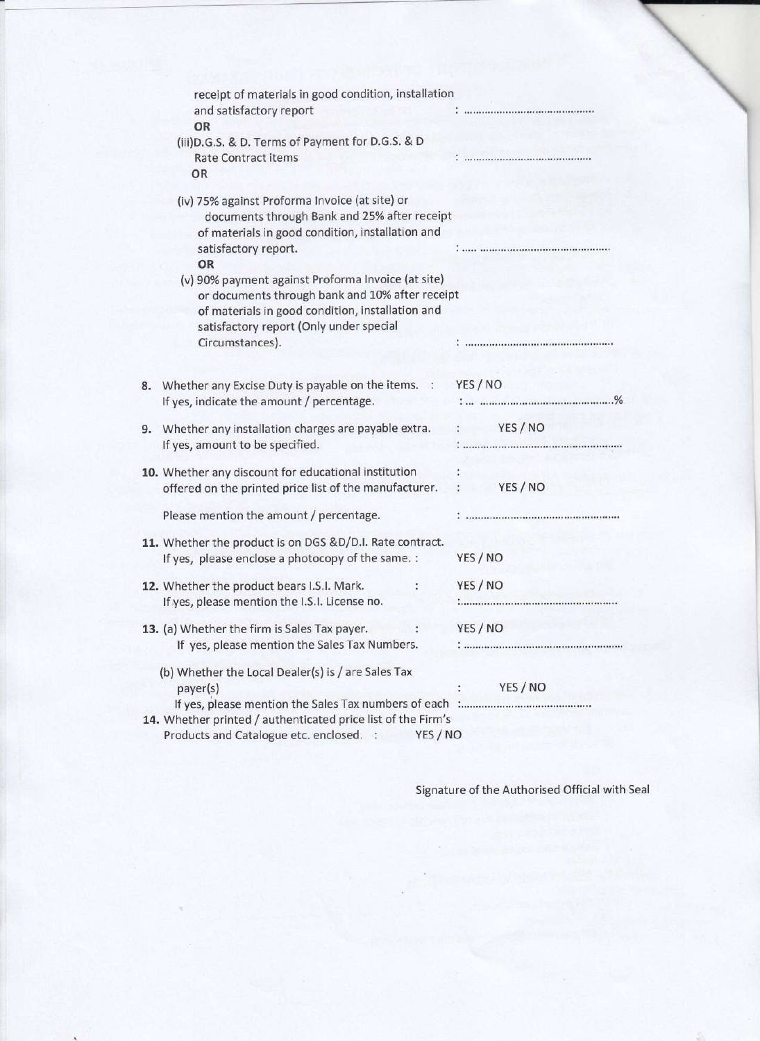receipt of materials in good condition, installation and satisfactory report : ........................................

OR

(iii)D.G.S. & D. Terms of Payment for D.G.S. & D Rate Contract items : ........................................

OR

(iv) 75% against Proforma Invoice (at site) or documents through Bank and 25% after receipt of materials in good condition, installation and satisfactory report. : ..... ........................................

OR

(v) 90% payment against Proforma Invoice (at site) or documents through bank and 10% after receipt of materials in good condition, installation and satisfactory report (Only under special Circumstances). : ........................................

8. Whether any Excise Duty is payable on the items. : YES / NO
   If yes, indicate the amount / percentage. : ... ........................................%

9. Whether any installation charges are payable extra. : YES / NO
   If yes, amount to be specified. : ........................................

10. Whether any discount for educational institution offered on the printed price list of the manufacturer. : YES / NO

    Please mention the amount / percentage. : ........................................

11. Whether the product is on DGS &D/D.I. Rate contract. If yes, please enclose a photocopy of the same. : YES / NO

12. Whether the product bears I.S.I. Mark. : YES / NO
    If yes, please mention the I.S.I. License no. :........................................

13. (a) Whether the firm is Sales Tax payer. : YES / NO
    If yes, please mention the Sales Tax Numbers. : ........................................

    (b) Whether the Local Dealer(s) is / are Sales Tax payer(s) : YES / NO
    If yes, please mention the Sales Tax numbers of each :........................................

14. Whether printed / authenticated price list of the Firm's Products and Catalogue etc. enclosed. : YES / NO

Signature of the Authorised Official with Seal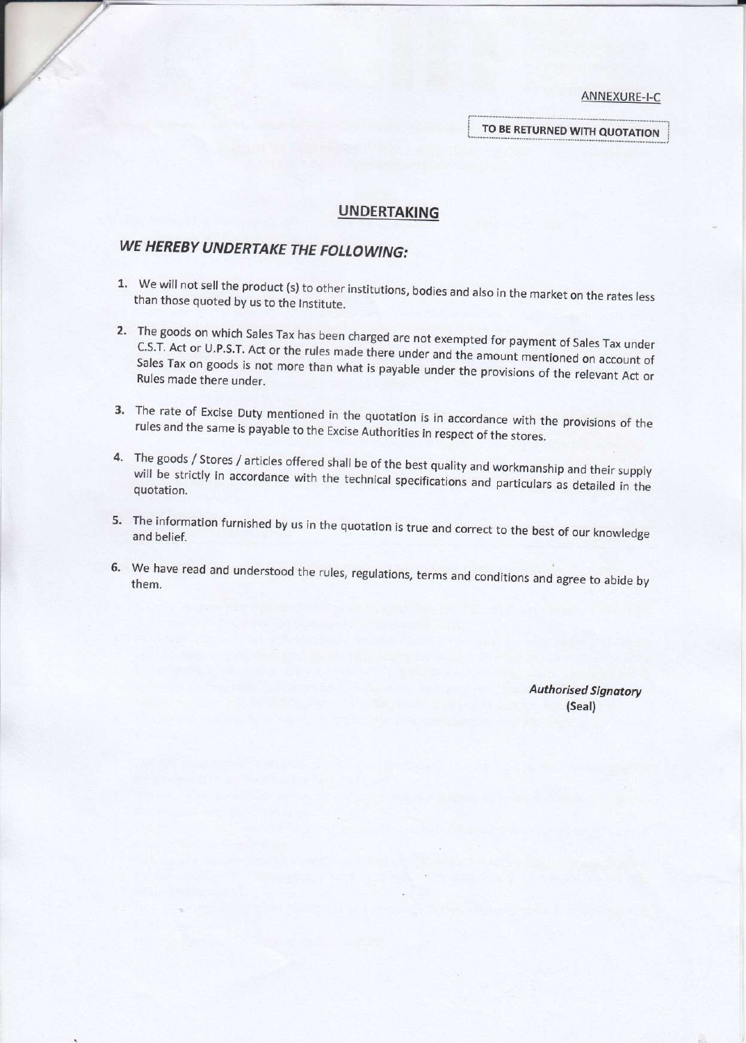ANNEXURE-I-C

TO BE RETURNED WITH QUOTATION

## UNDERTAKING

### *WE HEREBY UNDERTAKE THE FOLLOWING:*

1. We will not sell the product (s) to other institutions, bodies and also in the market on the rates less than those quoted by us to the Institute.

2. The goods on which Sales Tax has been charged are not exempted for payment of Sales Tax under C.S.T. Act or U.P.S.T. Act or the rules made there under and the amount mentioned on account of Sales Tax on goods is not more than what is payable under the provisions of the relevant Act or Rules made there under.

3. The rate of Excise Duty mentioned in the quotation is in accordance with the provisions of the rules and the same is payable to the Excise Authorities in respect of the stores.

4. The goods / Stores / articles offered shall be of the best quality and workmanship and their supply will be strictly in accordance with the technical specifications and particulars as detailed in the quotation.

5. The information furnished by us in the quotation is true and correct to the best of our knowledge and belief.

6. We have read and understood the rules, regulations, terms and conditions and agree to abide by them.

***Authorised Signatory***
**(Seal)**